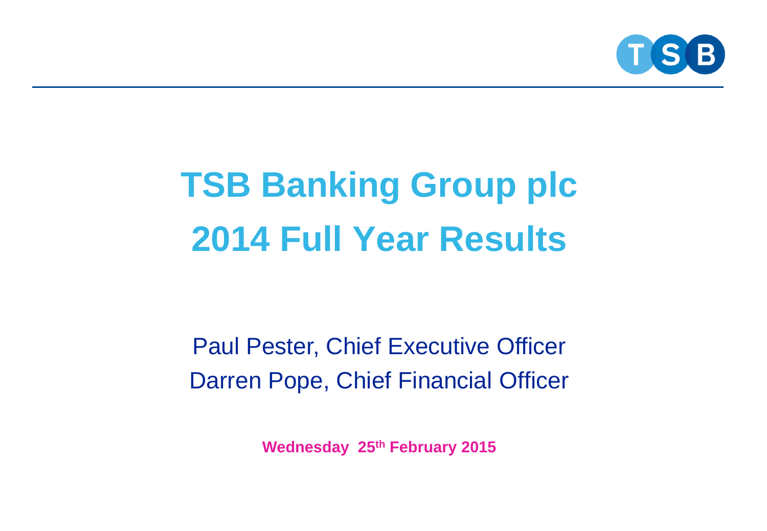# TSB Banking Group plc
# 2014 Full Year Results

Paul Pester, Chief Executive Officer

Darren Pope, Chief Financial Officer

**Wednesday 25th February 2015**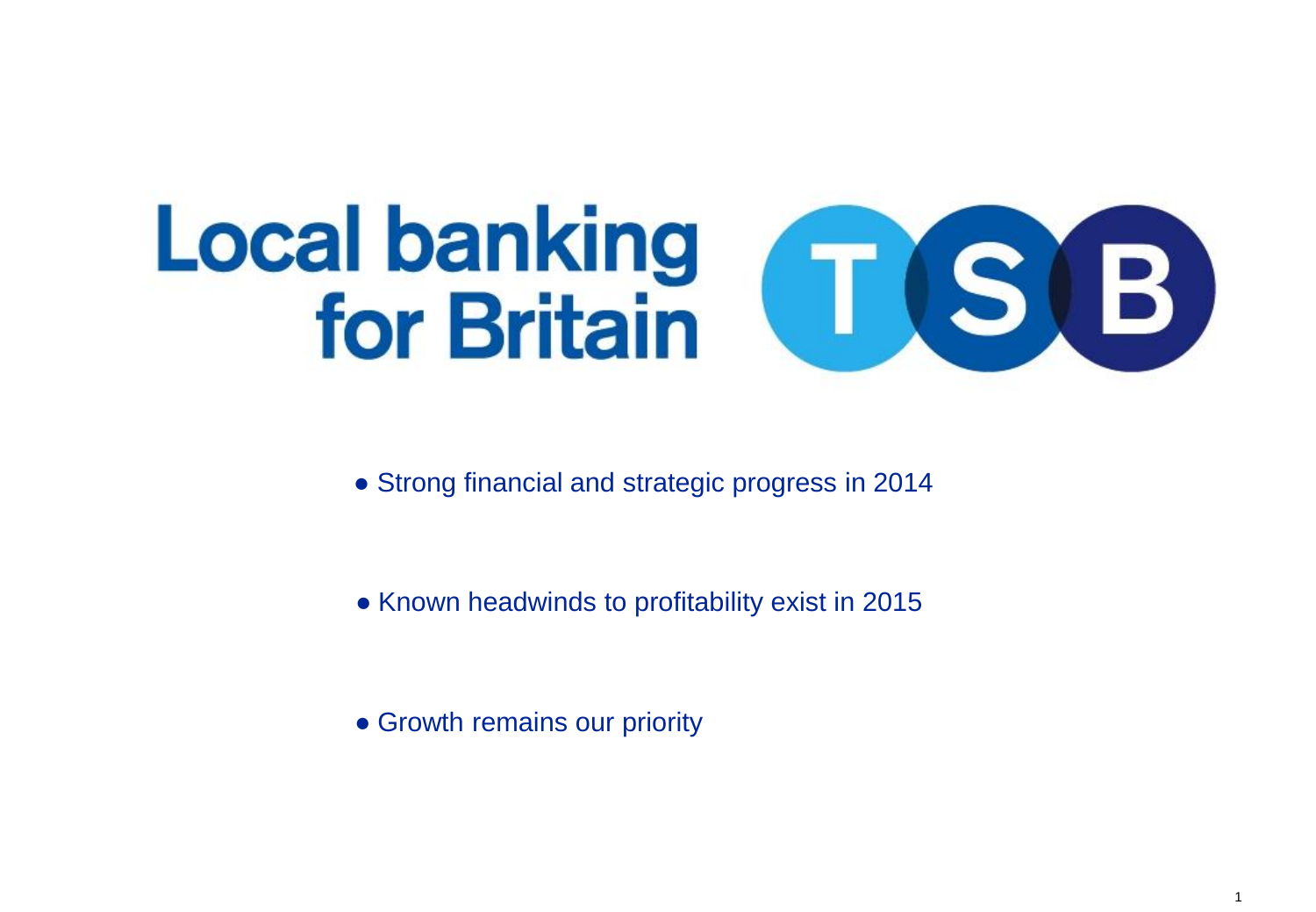# Local banking for Britain

TSB

- Strong financial and strategic progress in 2014
- Known headwinds to profitability exist in 2015
- Growth remains our priority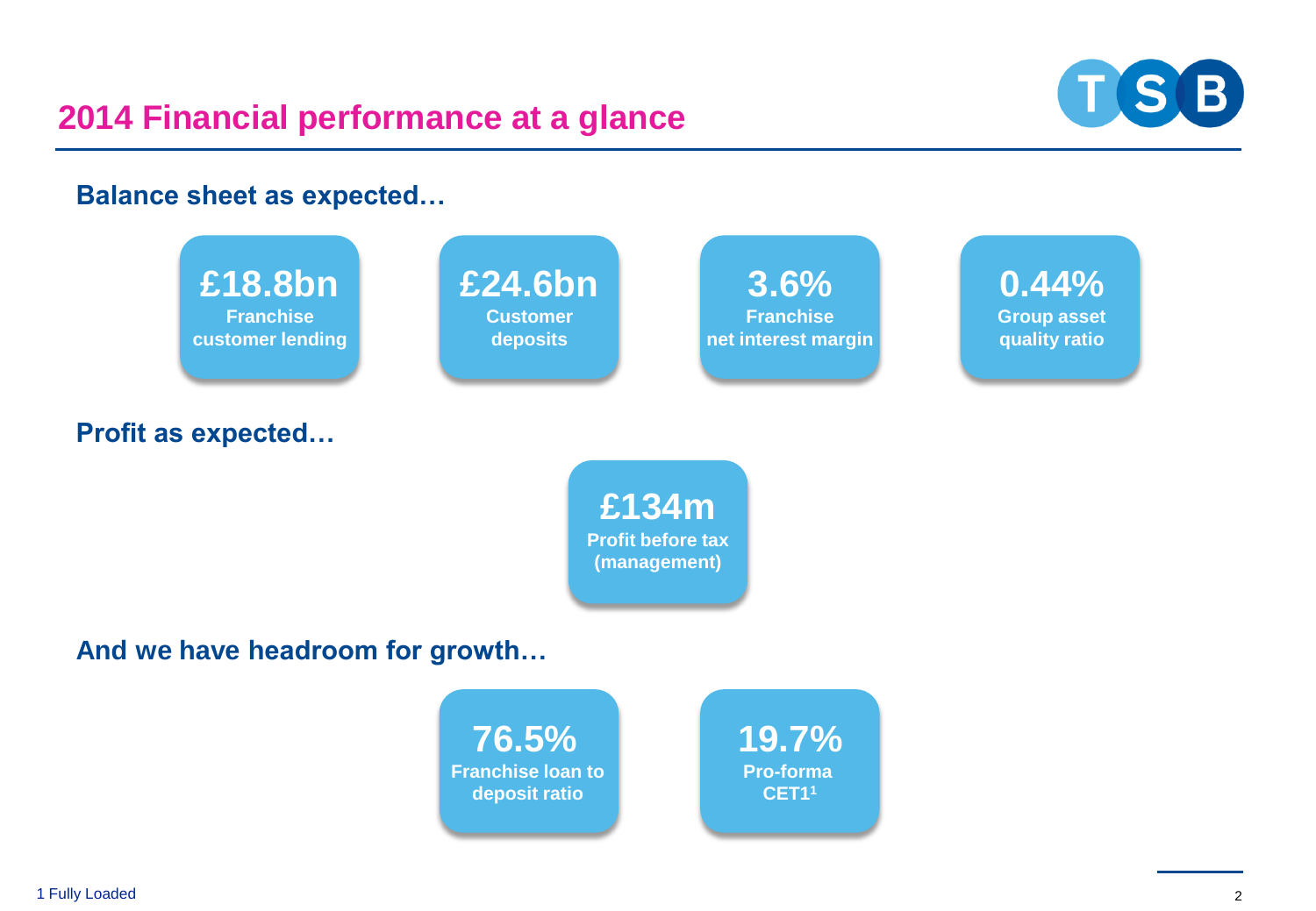# 2014 Financial performance at a glance

## Balance sheet as expected…

**£18.8bn**
Franchise customer lending

**£24.6bn**
Customer deposits

**3.6%**
Franchise net interest margin

**0.44%**
Group asset quality ratio

## Profit as expected…

**£134m**
Profit before tax (management)

## And we have headroom for growth…

**76.5%**
Franchise loan to deposit ratio

**19.7%**
Pro-forma CET1[1]

1 Fully Loaded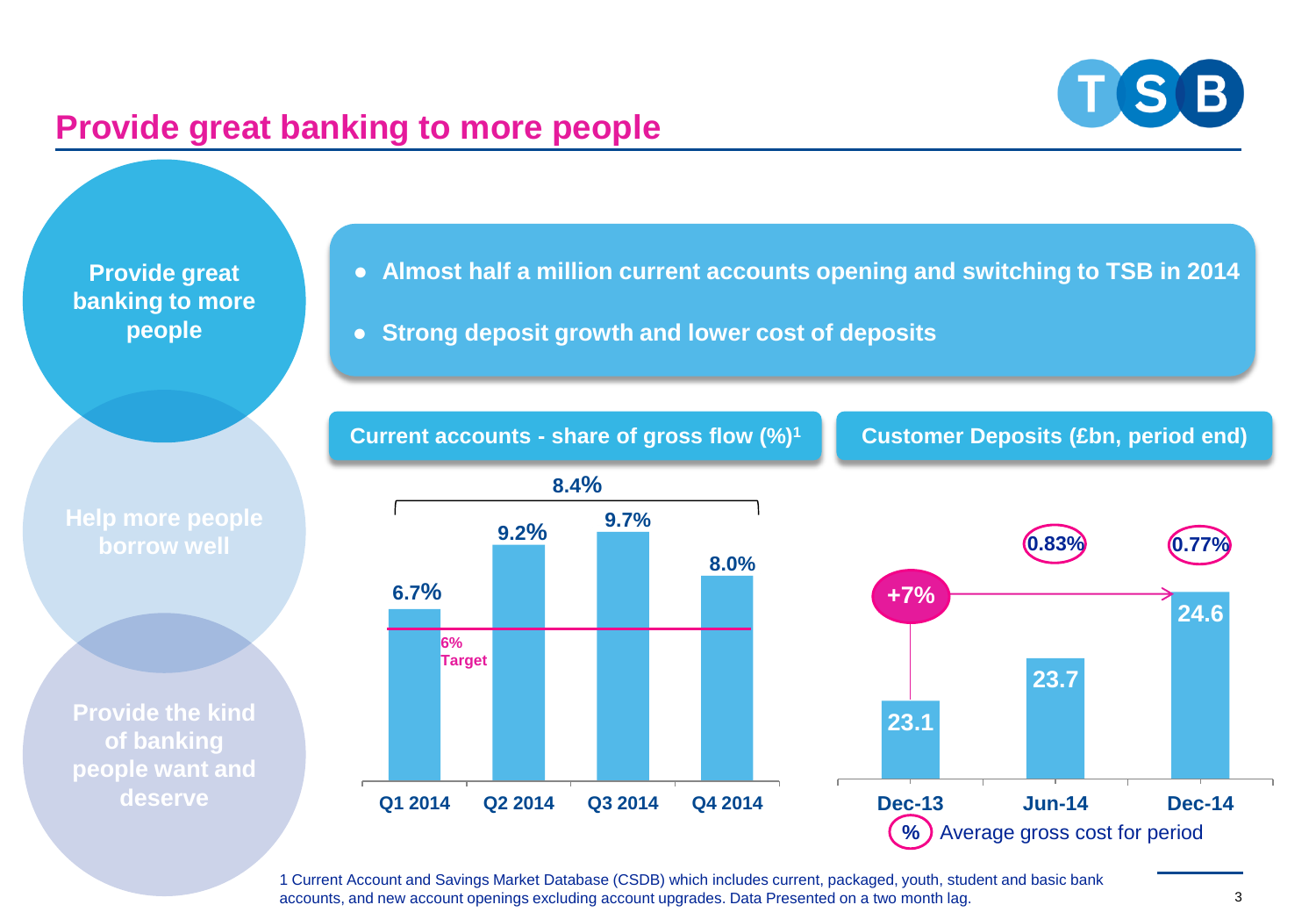# Provide great banking to more people

Provide great banking to more people

Help more people borrow well

Provide the kind of banking people want and deserve

- Almost half a million current accounts opening and switching to TSB in 2014
- Strong deposit growth and lower cost of deposits

## Current accounts - share of gross flow (%)[1]

8.4% (full year 2014)

| Quarter | Share of gross flow |
| --- | --- |
| Q1 2014 | 6.7% |
| Q2 2014 | 9.2% |
| Q3 2014 | 9.7% |
| Q4 2014 | 8.0% |

6% Target

## Customer Deposits (£bn, period end)

| Period | Customer Deposits (£bn) | Average gross cost for period |
| --- | --- | --- |
| Dec-13 | 23.1 | |
| Jun-14 | 23.7 | 0.83% |
| Dec-14 | 24.6 | 0.77% |

+7% (Dec-13 to Dec-14)

% Average gross cost for period

1 Current Account and Savings Market Database (CSDB) which includes current, packaged, youth, student and basic bank accounts, and new account openings excluding account upgrades. Data Presented on a two month lag.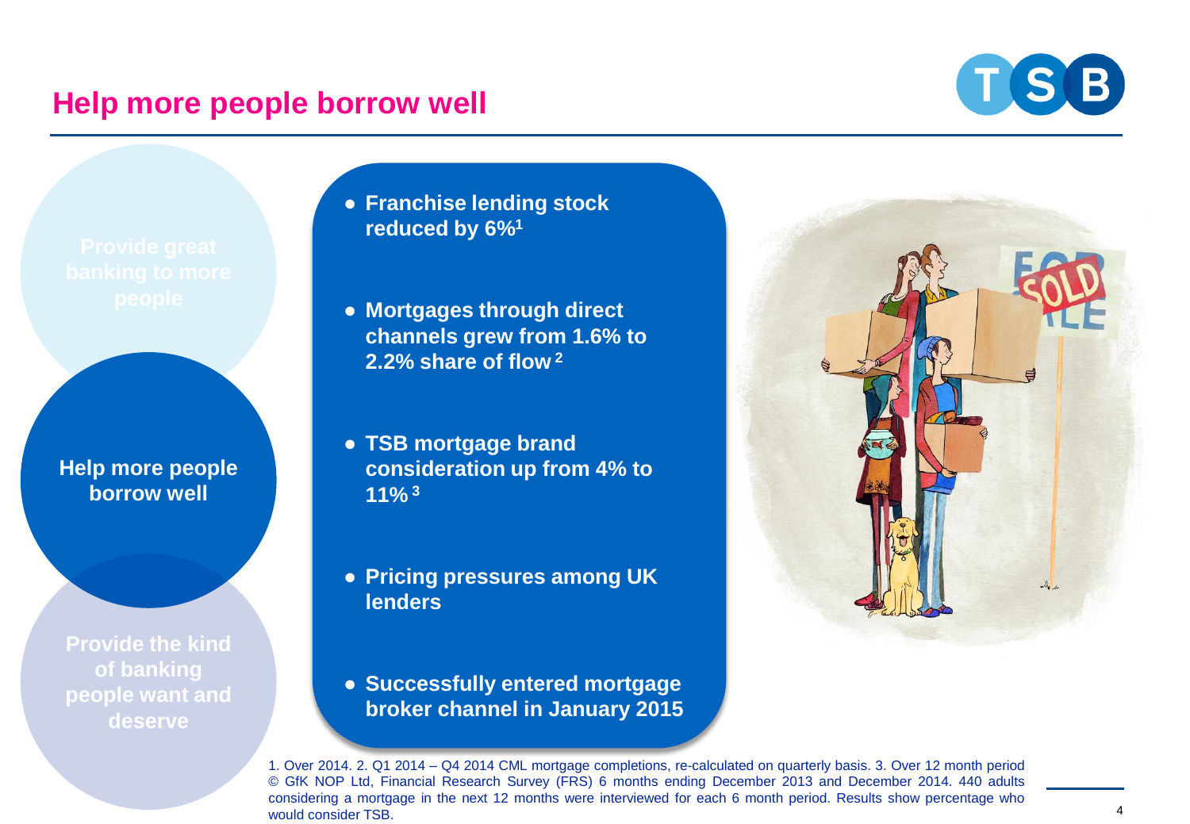# Help more people borrow well

Provide great banking to more people

**Help more people borrow well**

Provide the kind of banking people want and deserve

- **Franchise lending stock reduced by 6%[1]**
- **Mortgages through direct channels grew from 1.6% to 2.2% share of flow[2]**
- **TSB mortgage brand consideration up from 4% to 11%[3]**
- **Pricing pressures among UK lenders**
- **Successfully entered mortgage broker channel in January 2015**

1. Over 2014. 2. Q1 2014 – Q4 2014 CML mortgage completions, re-calculated on quarterly basis. 3. Over 12 month period © GfK NOP Ltd, Financial Research Survey (FRS) 6 months ending December 2013 and December 2014. 440 adults considering a mortgage in the next 12 months were interviewed for each 6 month period. Results show percentage who would consider TSB.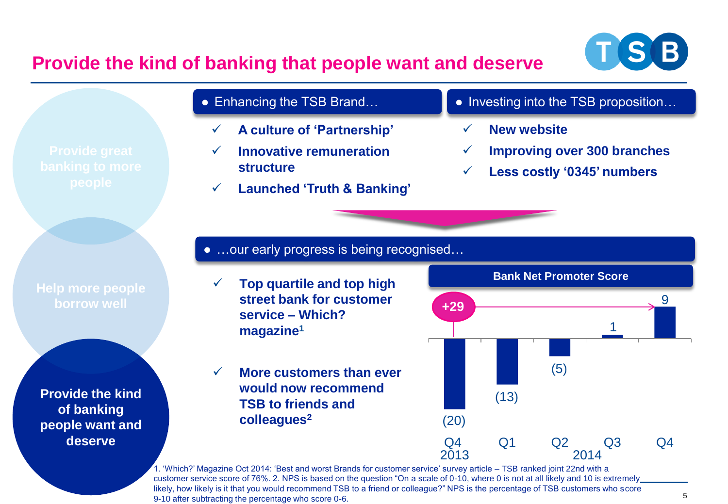# Provide the kind of banking that people want and deserve

- Provide great banking to more people
- Help more people borrow well
- **Provide the kind of banking people want and deserve**

● Enhancing the TSB Brand…

- ✓ **A culture of 'Partnership'**
- ✓ **Innovative remuneration structure**
- ✓ **Launched 'Truth & Banking'**

● Investing into the TSB proposition…

- ✓ **New website**
- ✓ **Improving over 300 branches**
- ✓ **Less costly '0345' numbers**

● …our early progress is being recognised…

- ✓ **Top quartile and top high street bank for customer service – Which? magazine[1]**
- ✓ **More customers than ever would now recommend TSB to friends and colleagues[2]**

**Bank Net Promoter Score**

| Q4 2013 | Q1 2014 | Q2 2014 | Q3 2014 | Q4 2014 |
|---|---|---|---|---|
| (20) | (13) | (5) | 1 | 9 |

+29

1. 'Which?' Magazine Oct 2014: 'Best and worst Brands for customer service' survey article – TSB ranked joint 22nd with a customer service score of 76%. 2. NPS is based on the question "On a scale of 0-10, where 0 is not at all likely and 10 is extremely likely, how likely is it that you would recommend TSB to a friend or colleague?" NPS is the percentage of TSB customers who score 9-10 after subtracting the percentage who score 0-6.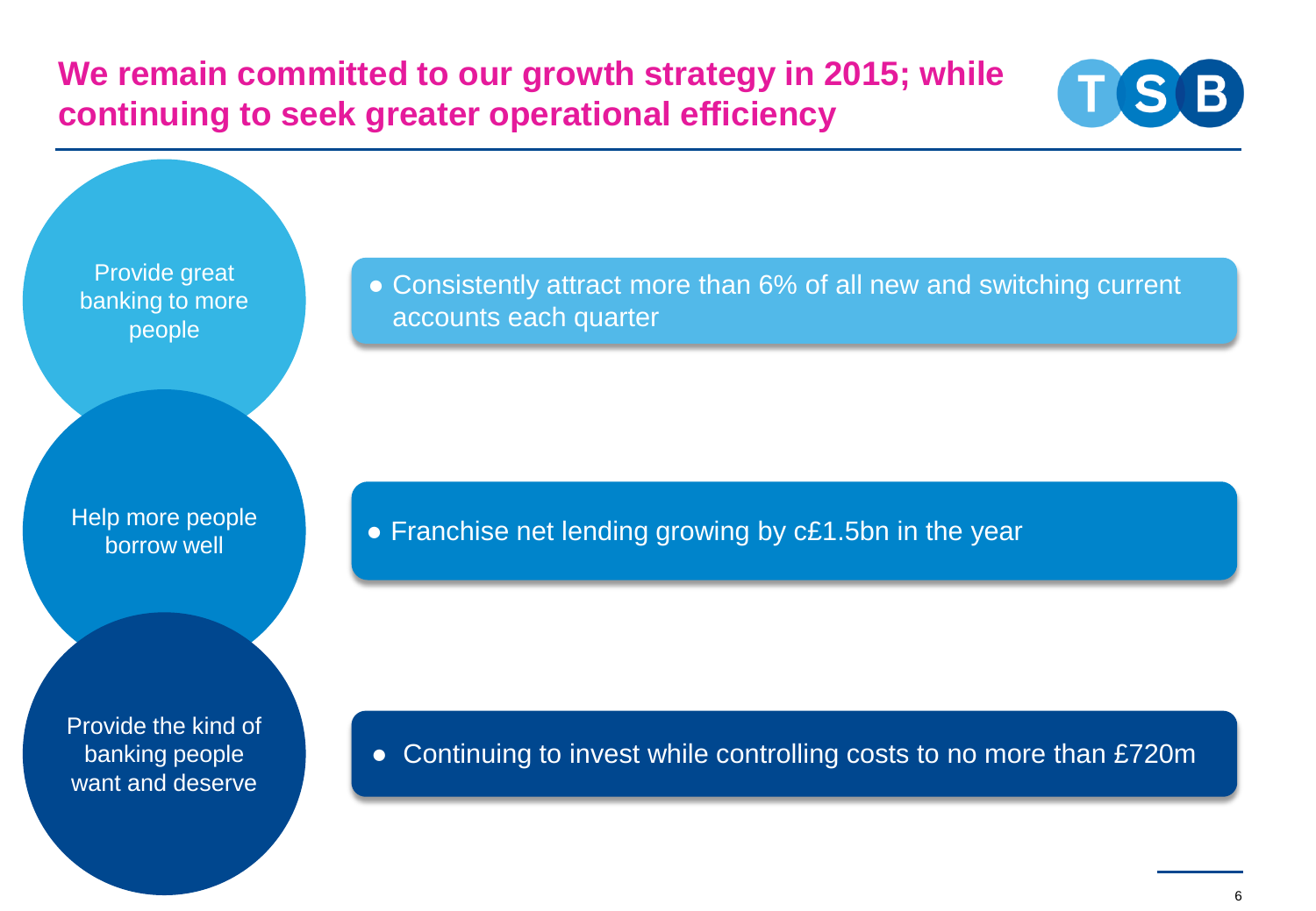# We remain committed to our growth strategy in 2015; while continuing to seek greater operational efficiency

**Provide great banking to more people**

- Consistently attract more than 6% of all new and switching current accounts each quarter

**Help more people borrow well**

- Franchise net lending growing by c£1.5bn in the year

**Provide the kind of banking people want and deserve**

- Continuing to invest while controlling costs to no more than £720m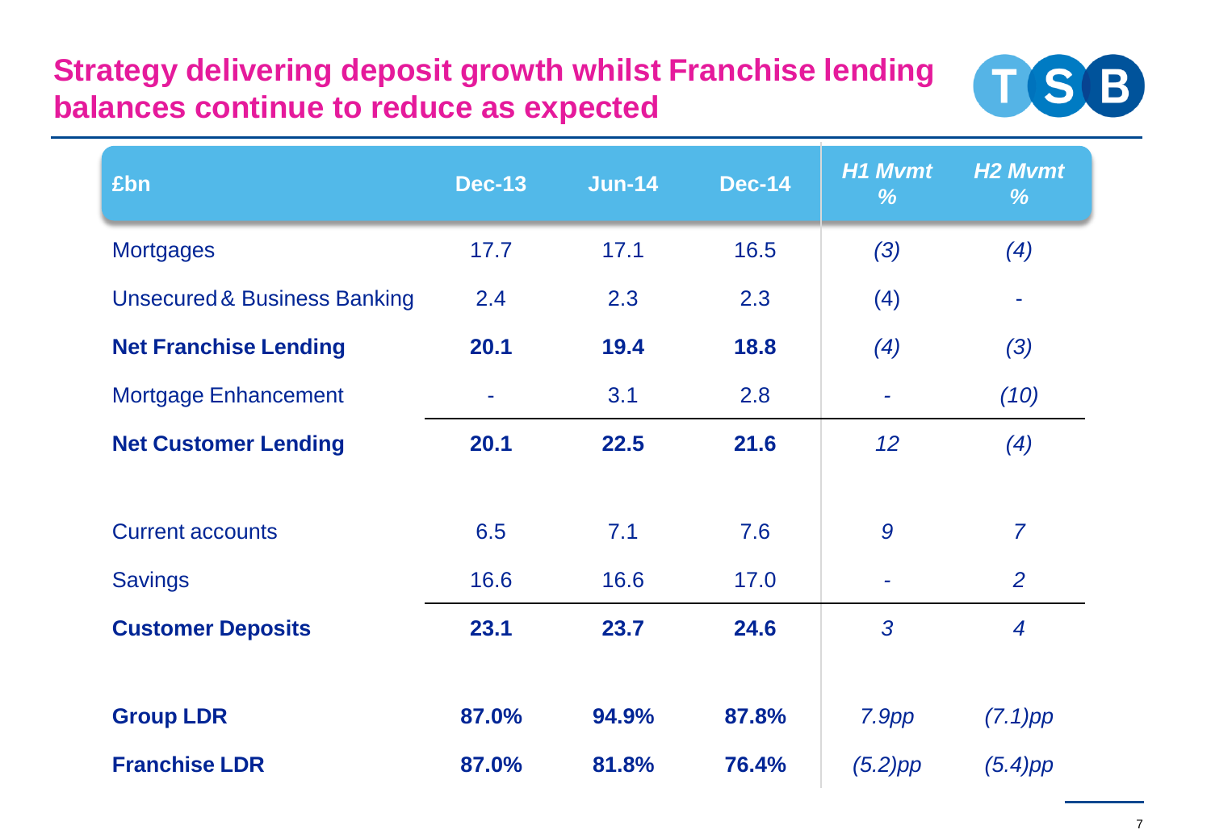# Strategy delivering deposit growth whilst Franchise lending balances continue to reduce as expected

| £bn | Dec-13 | Jun-14 | Dec-14 | *H1 Mvmt %* | *H2 Mvmt %* |
|---|---|---|---|---|---|
| Mortgages | 17.7 | 17.1 | 16.5 | *(3)* | *(4)* |
| Unsecured & Business Banking | 2.4 | 2.3 | 2.3 | (4) | - |
| **Net Franchise Lending** | **20.1** | **19.4** | **18.8** | *(4)* | *(3)* |
| Mortgage Enhancement | - | 3.1 | 2.8 | - | *(10)* |
| **Net Customer Lending** | **20.1** | **22.5** | **21.6** | *12* | *(4)* |
| | | | | | |
| Current accounts | 6.5 | 7.1 | 7.6 | *9* | *7* |
| Savings | 16.6 | 16.6 | 17.0 | - | *2* |
| **Customer Deposits** | **23.1** | **23.7** | **24.6** | *3* | *4* |
| | | | | | |
| **Group LDR** | **87.0%** | **94.9%** | **87.8%** | *7.9pp* | *(7.1)pp* |
| **Franchise LDR** | **87.0%** | **81.8%** | **76.4%** | *(5.2)pp* | *(5.4)pp* |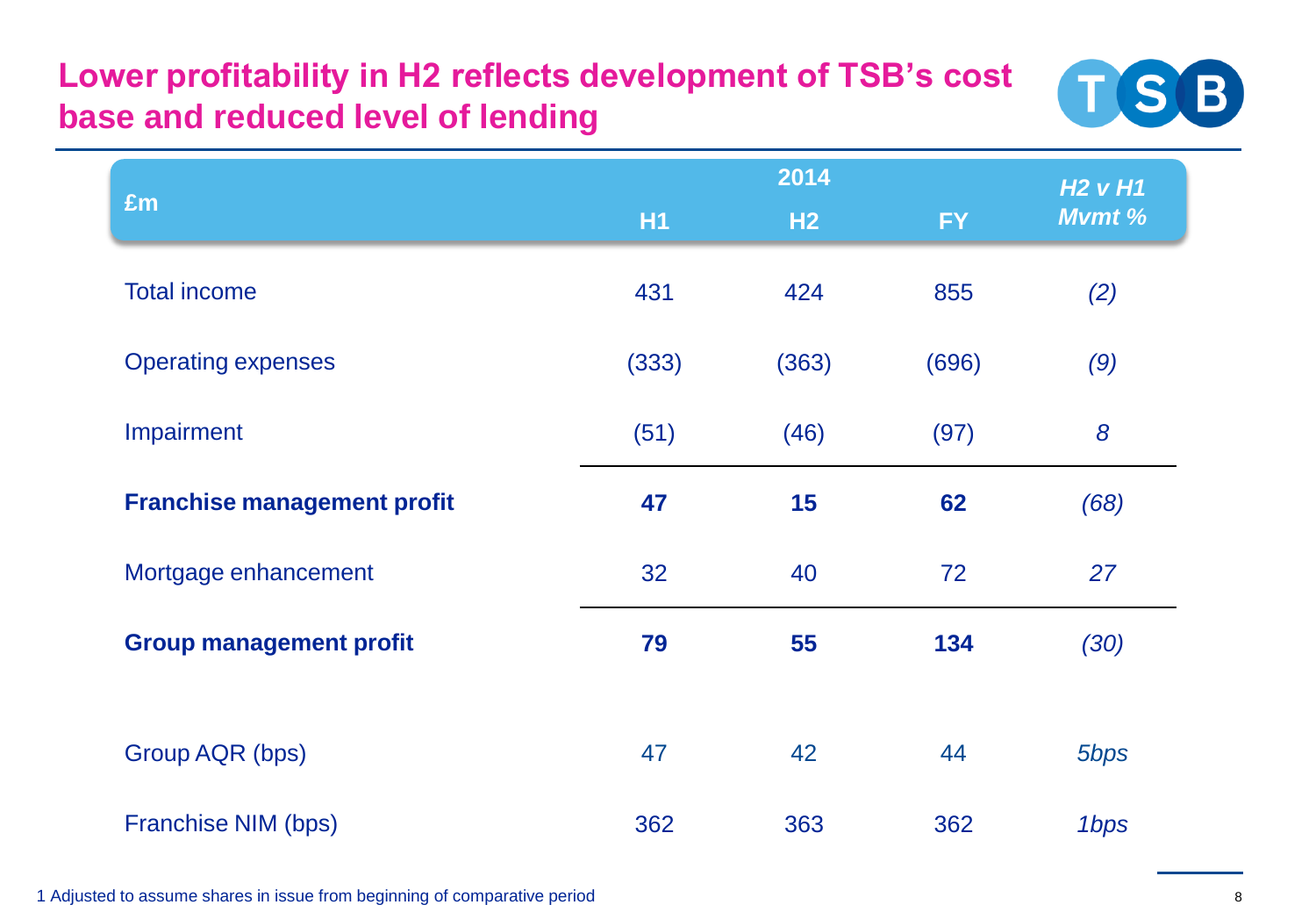# Lower profitability in H2 reflects development of TSB's cost base and reduced level of lending

| £m | 2014 | | | H2 v H1 |
|---|---|---|---|---|
| | H1 | H2 | FY | Mvmt % |
| Total income | 431 | 424 | 855 | *(2)* |
| Operating expenses | (333) | (363) | (696) | *(9)* |
| Impairment | (51) | (46) | (97) | *8* |
| **Franchise management profit** | **47** | **15** | **62** | *(68)* |
| Mortgage enhancement | 32 | 40 | 72 | *27* |
| **Group management profit** | **79** | **55** | **134** | *(30)* |
| Group AQR (bps) | 47 | 42 | 44 | *5bps* |
| Franchise NIM (bps) | 362 | 363 | 362 | *1bps* |

1 Adjusted to assume shares in issue from beginning of comparative period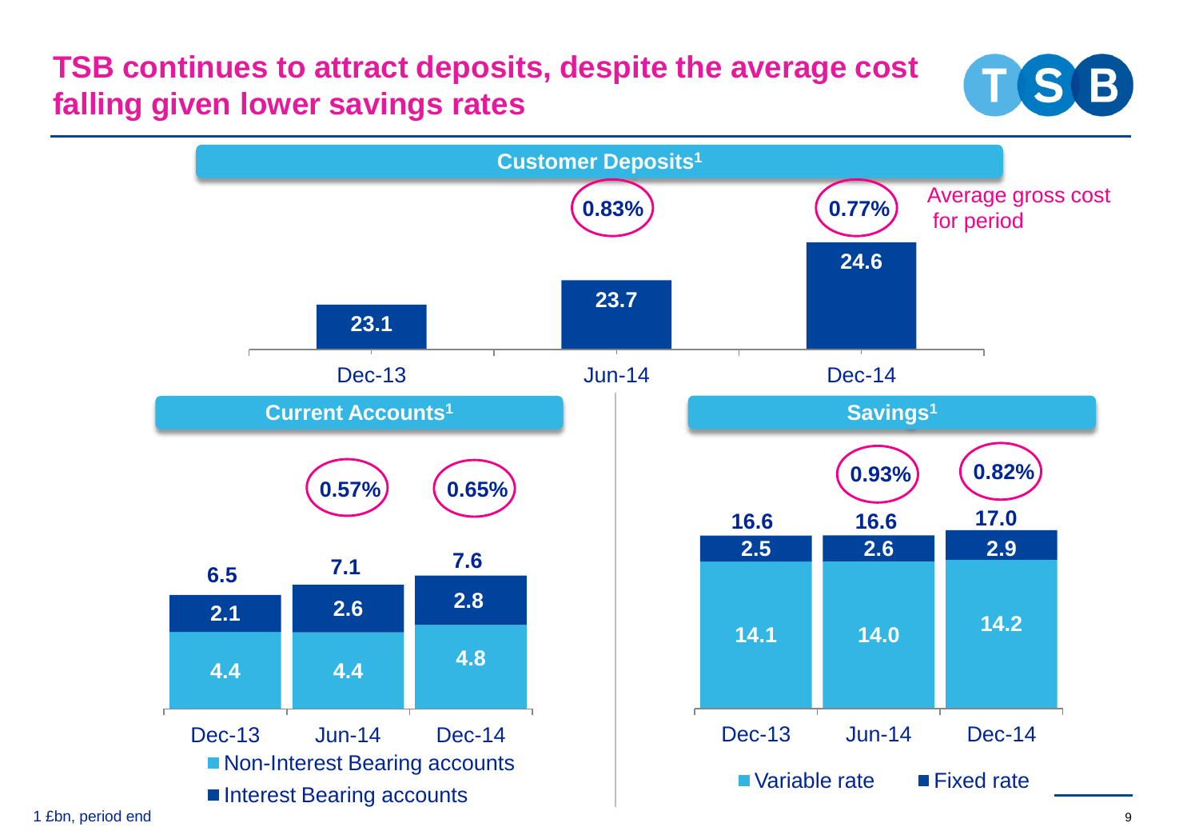# TSB continues to attract deposits, despite the average cost falling given lower savings rates

## Customer Deposits[1]

| | Dec-13 | Jun-14 | Dec-14 |
|---|---|---|---|
| Customer Deposits | 23.1 | 23.7 | 24.6 |
| Average gross cost for period | | 0.83% | 0.77% |

## Current Accounts[1]

| | Dec-13 | Jun-14 | Dec-14 |
|---|---|---|---|
| Non-Interest Bearing accounts | 4.4 | 4.4 | 4.8 |
| Interest Bearing accounts | 2.1 | 2.6 | 2.8 |
| Total | 6.5 | 7.1 | 7.6 |
| Average gross cost for period | | 0.57% | 0.65% |

## Savings[1]

| | Dec-13 | Jun-14 | Dec-14 |
|---|---|---|---|
| Variable rate | 14.1 | 14.0 | 14.2 |
| Fixed rate | 2.5 | 2.6 | 2.9 |
| Total | 16.6 | 16.6 | 17.0 |
| Average gross cost for period | | 0.93% | 0.82% |

1 £bn, period end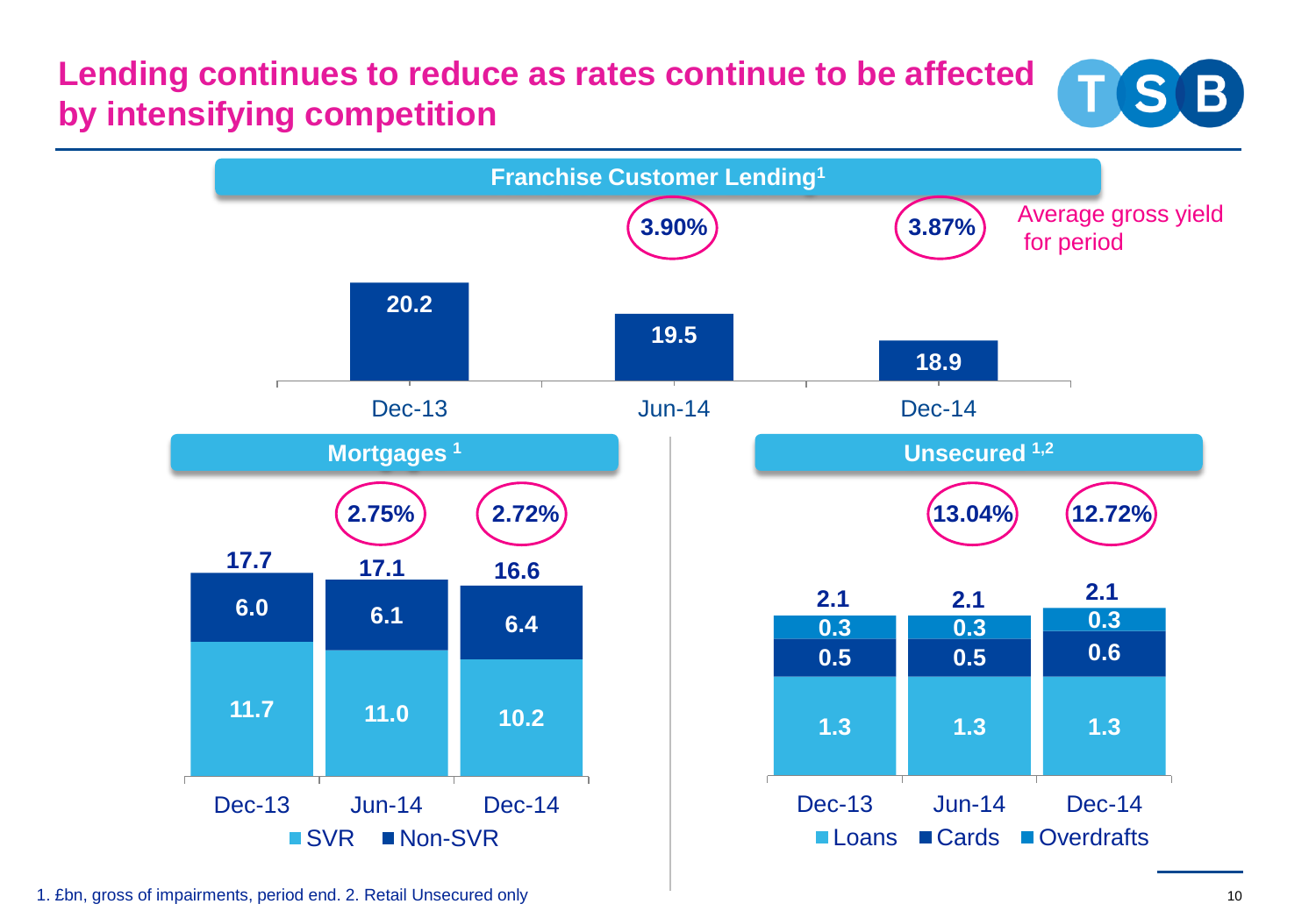# Lending continues to reduce as rates continue to be affected by intensifying competition

## Franchise Customer Lending[1]

| | Dec-13 | Jun-14 | Dec-14 |
|---|---|---|---|
| Franchise Customer Lending | 20.2 | 19.5 | 18.9 |
| Average gross yield for period | | 3.90% | 3.87% |

## Mortgages [1]

| | Dec-13 | Jun-14 | Dec-14 |
|---|---|---|---|
| SVR | 11.7 | 11.0 | 10.2 |
| Non-SVR | 6.0 | 6.1 | 6.4 |
| Total | 17.7 | 17.1 | 16.6 |
| Average gross yield for period | | 2.75% | 2.72% |

## Unsecured [1,2]

| | Dec-13 | Jun-14 | Dec-14 |
|---|---|---|---|
| Loans | 1.3 | 1.3 | 1.3 |
| Cards | 0.5 | 0.5 | 0.6 |
| Overdrafts | 0.3 | 0.3 | 0.3 |
| Total | 2.1 | 2.1 | 2.1 |
| Average gross yield for period | | 13.04% | 12.72% |

1. £bn, gross of impairments, period end. 2. Retail Unsecured only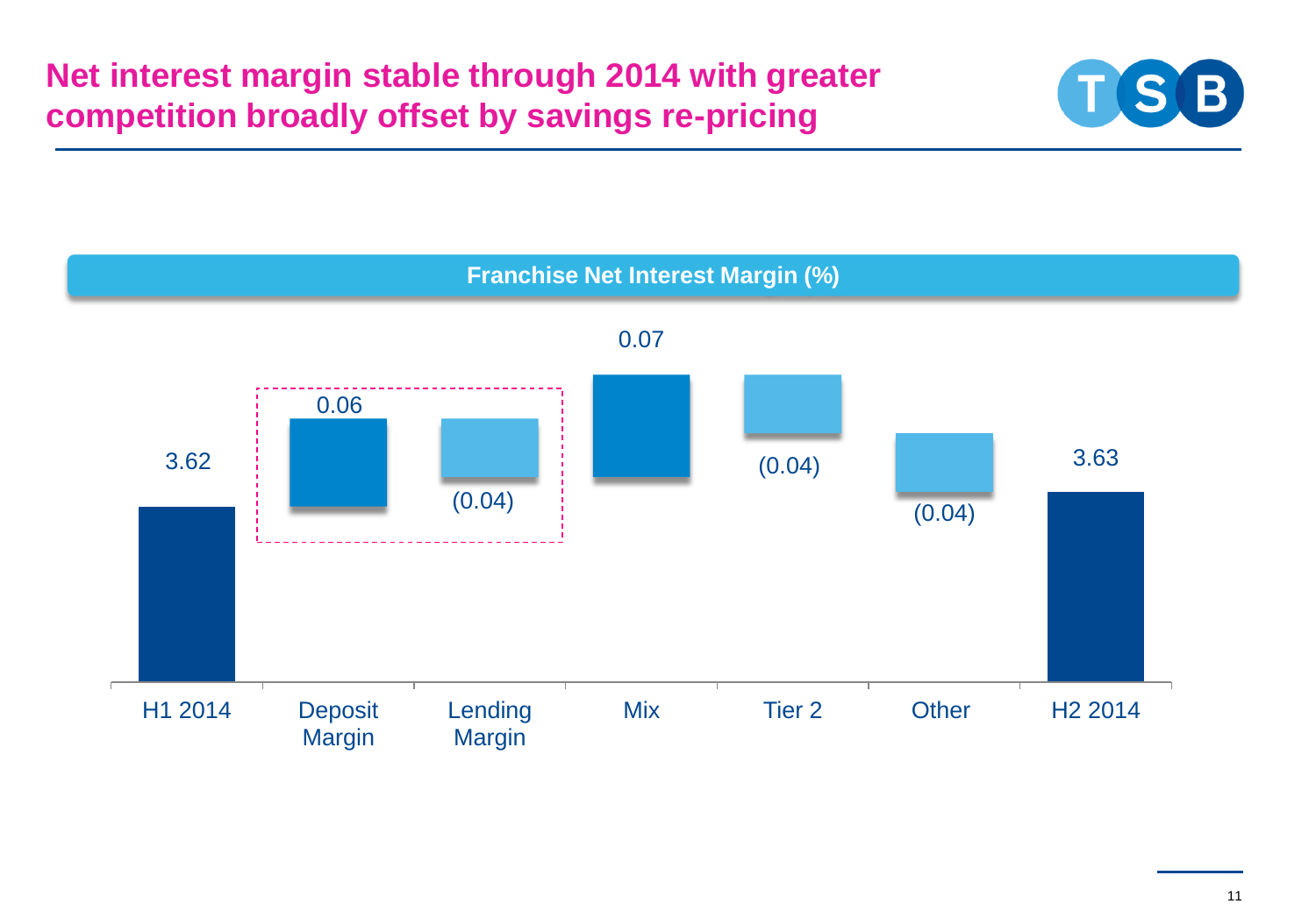# Net interest margin stable through 2014 with greater competition broadly offset by savings re-pricing

**Franchise Net Interest Margin (%)**

| H1 2014 | Deposit Margin | Lending Margin | Mix | Tier 2 | Other | H2 2014 |
|---|---|---|---|---|---|---|
| 3.62 | 0.06 | (0.04) | 0.07 | (0.04) | (0.04) | 3.63 |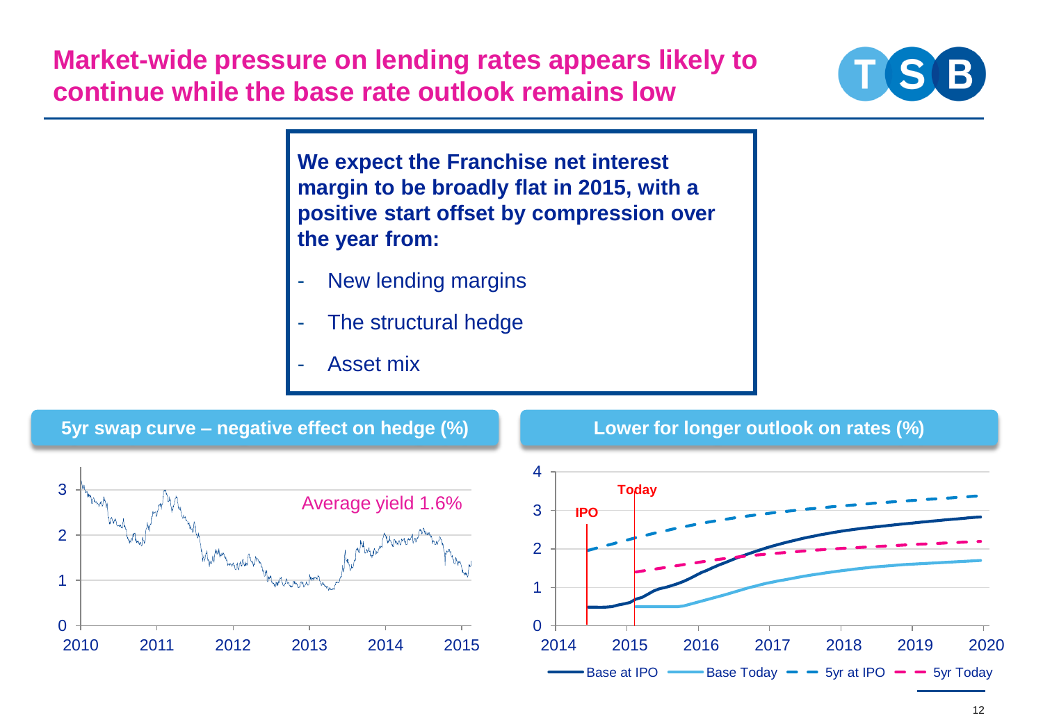# Market-wide pressure on lending rates appears likely to continue while the base rate outlook remains low

**We expect the Franchise net interest margin to be broadly flat in 2015, with a positive start offset by compression over the year from:**

- New lending margins
- The structural hedge
- Asset mix

**5yr swap curve – negative effect on hedge (%)**

Average yield 1.6%

**Lower for longer outlook on rates (%)**

Base at IPO, Base Today, 5yr at IPO, 5yr Today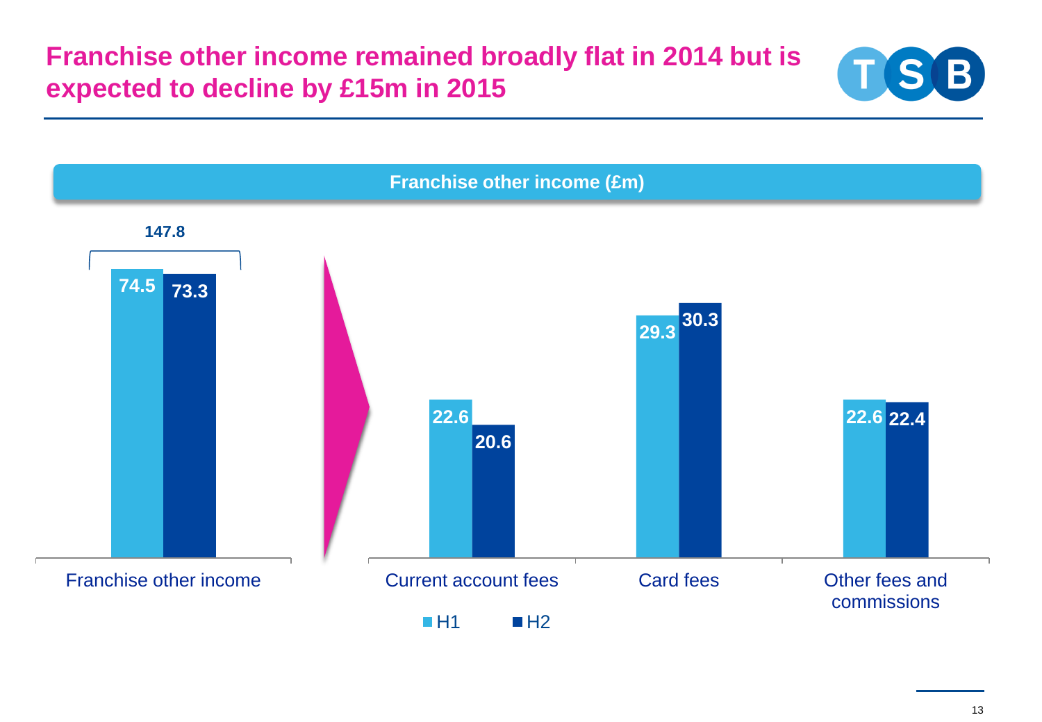# Franchise other income remained broadly flat in 2014 but is expected to decline by £15m in 2015

## Franchise other income (£m)

| | H1 | H2 | Total |
|---|---|---|---|
| Franchise other income | 74.5 | 73.3 | 147.8 |
| Current account fees | 22.6 | 20.6 | |
| Card fees | 29.3 | 30.3 | |
| Other fees and commissions | 22.6 | 22.4 | |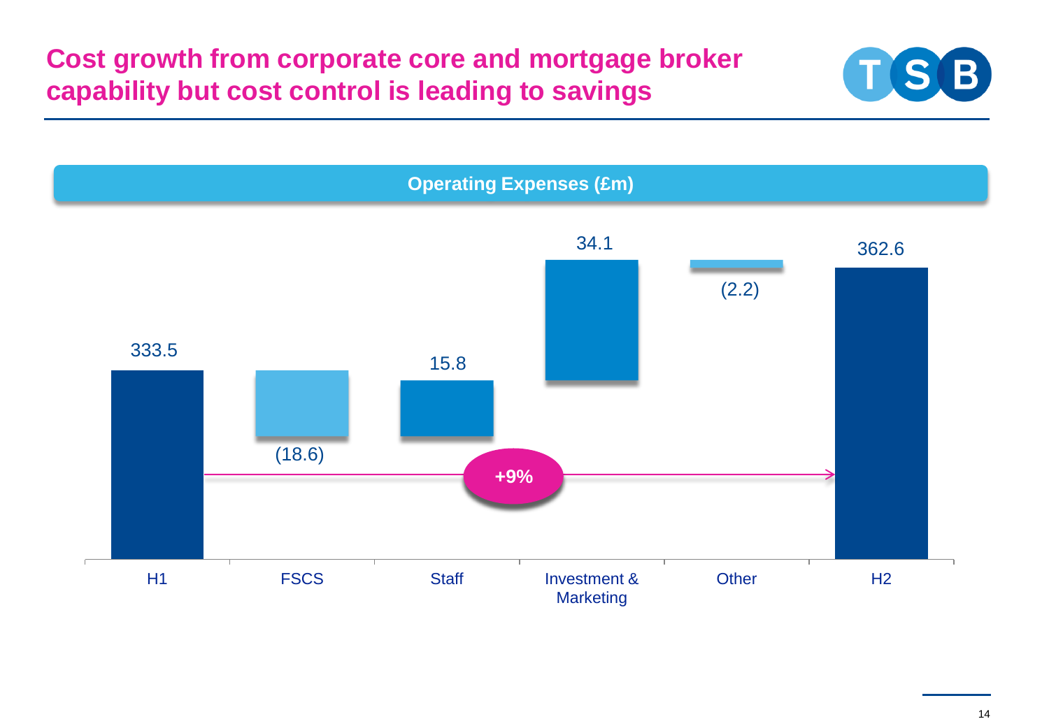# Cost growth from corporate core and mortgage broker capability but cost control is leading to savings

**Operating Expenses (£m)**

| H1 | FSCS | Staff | Investment & Marketing | Other | H2 |
|---|---|---|---|---|---|
| 333.5 | (18.6) | 15.8 | 34.1 | (2.2) | 362.6 |

**+9%**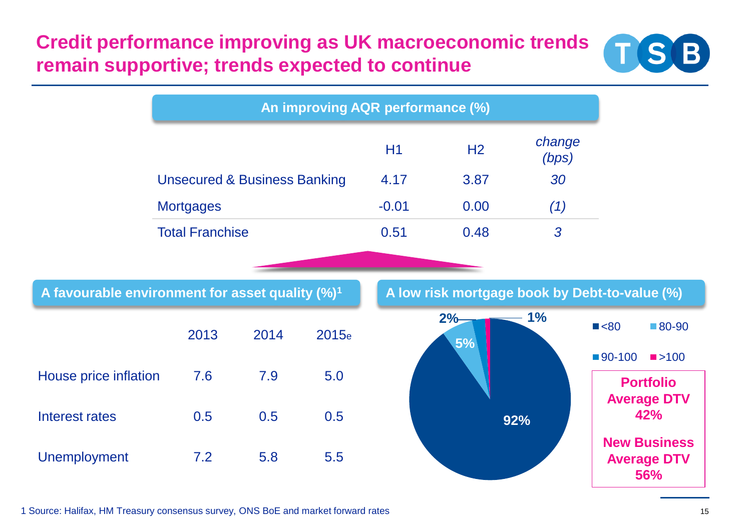# Credit performance improving as UK macroeconomic trends remain supportive; trends expected to continue

## An improving AQR performance (%)

| | H1 | H2 | *change (bps)* |
|---|---|---|---|
| Unsecured & Business Banking | 4.17 | 3.87 | *30* |
| Mortgages | -0.01 | 0.00 | *(1)* |
| Total Franchise | 0.51 | 0.48 | *3* |

## A favourable environment for asset quality (%)[1]

| | 2013 | 2014 | 2015e |
|---|---|---|---|
| House price inflation | 7.6 | 7.9 | 5.0 |
| Interest rates | 0.5 | 0.5 | 0.5 |
| Unemployment | 7.2 | 5.8 | 5.5 |

## A low risk mortgage book by Debt-to-value (%)

| DTV | % |
|---|---|
| <80 | 92% |
| 80-90 | 5% |
| 90-100 | 2% |
| >100 | 1% |

**Portfolio Average DTV 42%**

**New Business Average DTV 56%**

1 Source: Halifax, HM Treasury consensus survey, ONS BoE and market forward rates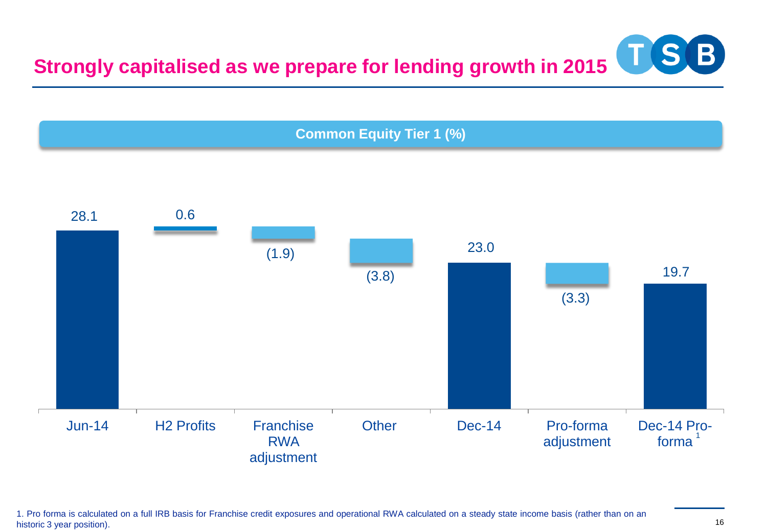# Strongly capitalised as we prepare for lending growth in 2015

**Common Equity Tier 1 (%)**

| Jun-14 | H2 Profits | Franchise RWA adjustment | Other | Dec-14 | Pro-forma adjustment | Dec-14 Pro-forma[1] |
|---|---|---|---|---|---|---|
| 28.1 | 0.6 | (1.9) | (3.8) | 23.0 | (3.3) | 19.7 |

1. Pro forma is calculated on a full IRB basis for Franchise credit exposures and operational RWA calculated on a steady state income basis (rather than on an historic 3 year position).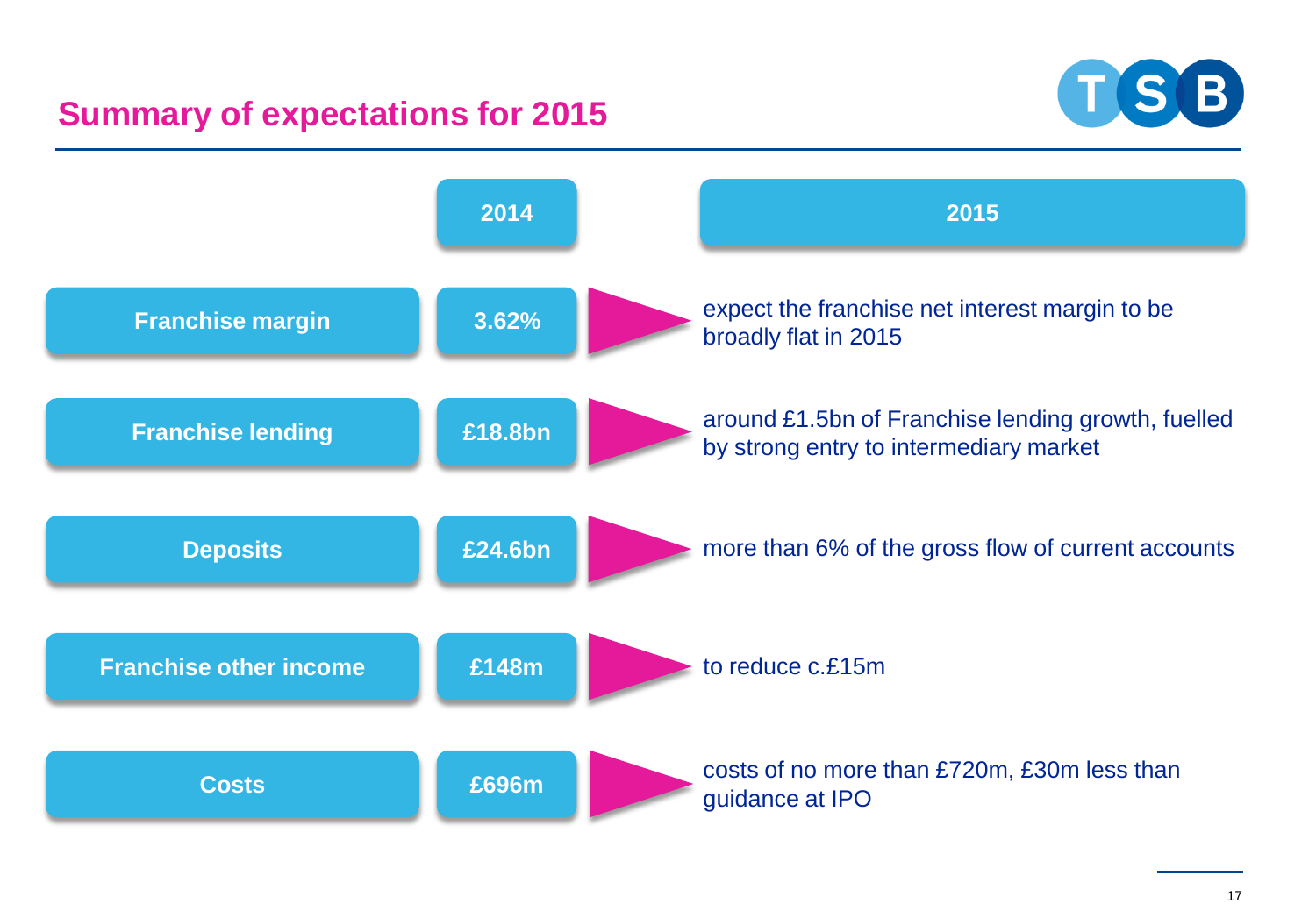# Summary of expectations for 2015

| | 2014 | 2015 |
|---|---|---|
| Franchise margin | 3.62% | expect the franchise net interest margin to be broadly flat in 2015 |
| Franchise lending | £18.8bn | around £1.5bn of Franchise lending growth, fuelled by strong entry to intermediary market |
| Deposits | £24.6bn | more than 6% of the gross flow of current accounts |
| Franchise other income | £148m | to reduce c.£15m |
| Costs | £696m | costs of no more than £720m, £30m less than guidance at IPO |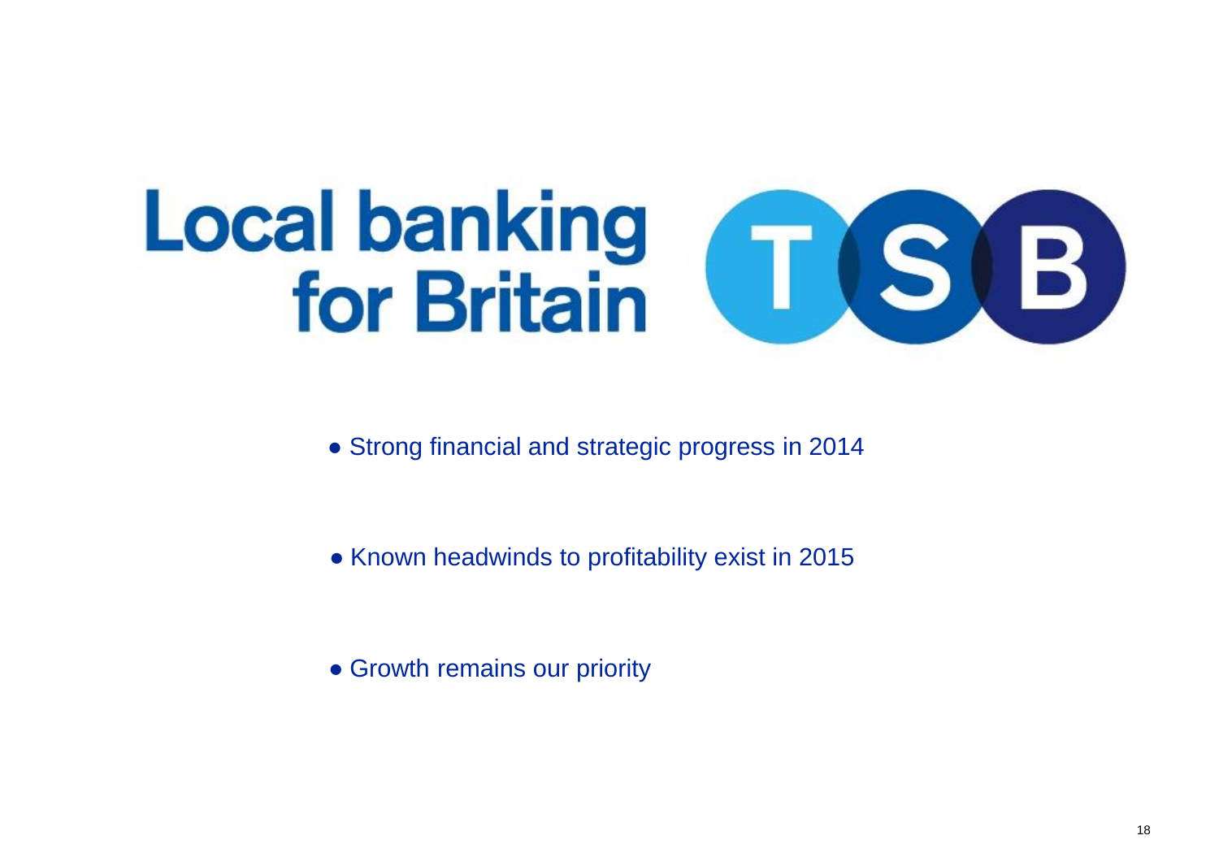# Local banking for Britain

TSB

- Strong financial and strategic progress in 2014
- Known headwinds to profitability exist in 2015
- Growth remains our priority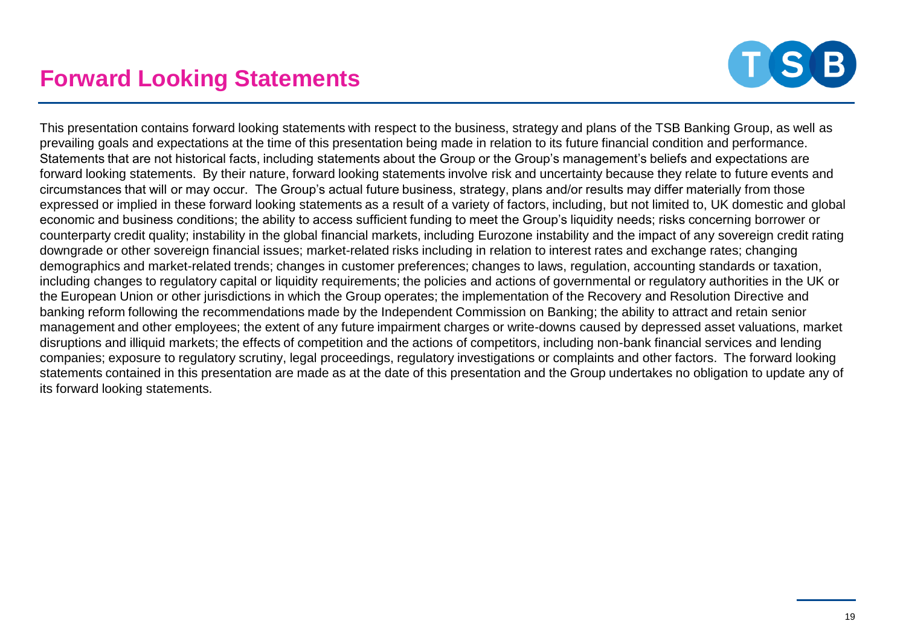# Forward Looking Statements

This presentation contains forward looking statements with respect to the business, strategy and plans of the TSB Banking Group, as well as prevailing goals and expectations at the time of this presentation being made in relation to its future financial condition and performance. Statements that are not historical facts, including statements about the Group or the Group's management's beliefs and expectations are forward looking statements. By their nature, forward looking statements involve risk and uncertainty because they relate to future events and circumstances that will or may occur. The Group's actual future business, strategy, plans and/or results may differ materially from those expressed or implied in these forward looking statements as a result of a variety of factors, including, but not limited to, UK domestic and global economic and business conditions; the ability to access sufficient funding to meet the Group's liquidity needs; risks concerning borrower or counterparty credit quality; instability in the global financial markets, including Eurozone instability and the impact of any sovereign credit rating downgrade or other sovereign financial issues; market-related risks including in relation to interest rates and exchange rates; changing demographics and market-related trends; changes in customer preferences; changes to laws, regulation, accounting standards or taxation, including changes to regulatory capital or liquidity requirements; the policies and actions of governmental or regulatory authorities in the UK or the European Union or other jurisdictions in which the Group operates; the implementation of the Recovery and Resolution Directive and banking reform following the recommendations made by the Independent Commission on Banking; the ability to attract and retain senior management and other employees; the extent of any future impairment charges or write-downs caused by depressed asset valuations, market disruptions and illiquid markets; the effects of competition and the actions of competitors, including non-bank financial services and lending companies; exposure to regulatory scrutiny, legal proceedings, regulatory investigations or complaints and other factors. The forward looking statements contained in this presentation are made as at the date of this presentation and the Group undertakes no obligation to update any of its forward looking statements.